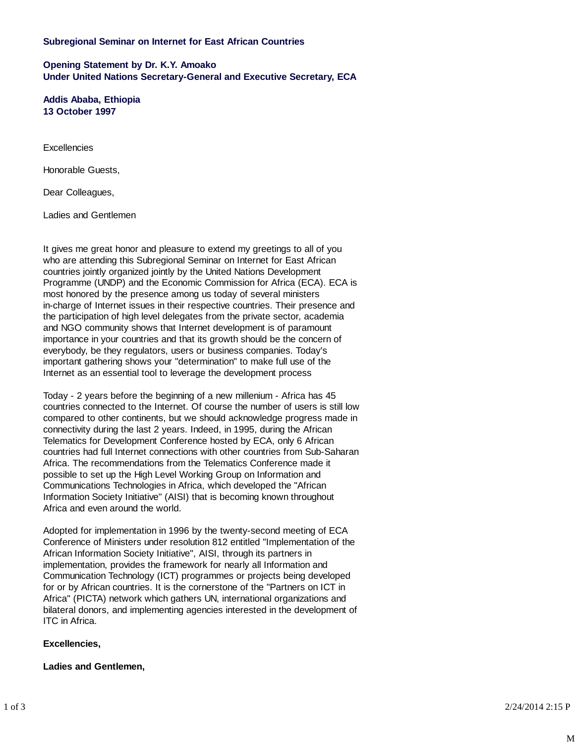**Subregional Seminar on Internet for East African Countries**

**Opening Statement by Dr. K.Y. Amoako**
**Under United Nations Secretary-General and Executive Secretary, ECA**

**Addis Ababa, Ethiopia**
**13 October 1997**

Excellencies

Honorable Guests,

Dear Colleagues,

Ladies and Gentlemen

It gives me great honor and pleasure to extend my greetings to all of you who are attending this Subregional Seminar on Internet for East African countries jointly organized jointly by the United Nations Development Programme (UNDP) and the Economic Commission for Africa (ECA). ECA is most honored by the presence among us today of several ministers in-charge of Internet issues in their respective countries. Their presence and the participation of high level delegates from the private sector, academia and NGO community shows that Internet development is of paramount importance in your countries and that its growth should be the concern of everybody, be they regulators, users or business companies. Today's important gathering shows your "determination" to make full use of the Internet as an essential tool to leverage the development process

Today - 2 years before the beginning of a new millenium - Africa has 45 countries connected to the Internet. Of course the number of users is still low compared to other continents, but we should acknowledge progress made in connectivity during the last 2 years. Indeed, in 1995, during the African Telematics for Development Conference hosted by ECA, only 6 African countries had full Internet connections with other countries from Sub-Saharan Africa. The recommendations from the Telematics Conference made it possible to set up the High Level Working Group on Information and Communications Technologies in Africa, which developed the "African Information Society Initiative" (AISI) that is becoming known throughout Africa and even around the world.

Adopted for implementation in 1996 by the twenty-second meeting of ECA Conference of Ministers under resolution 812 entitled "Implementation of the African Information Society Initiative", AISI, through its partners in implementation, provides the framework for nearly all Information and Communication Technology (ICT) programmes or projects being developed for or by African countries. It is the cornerstone of the "Partners on ICT in Africa" (PICTA) network which gathers UN, international organizations and bilateral donors, and implementing agencies interested in the development of ITC in Africa.

**Excellencies,**

**Ladies and Gentlemen,**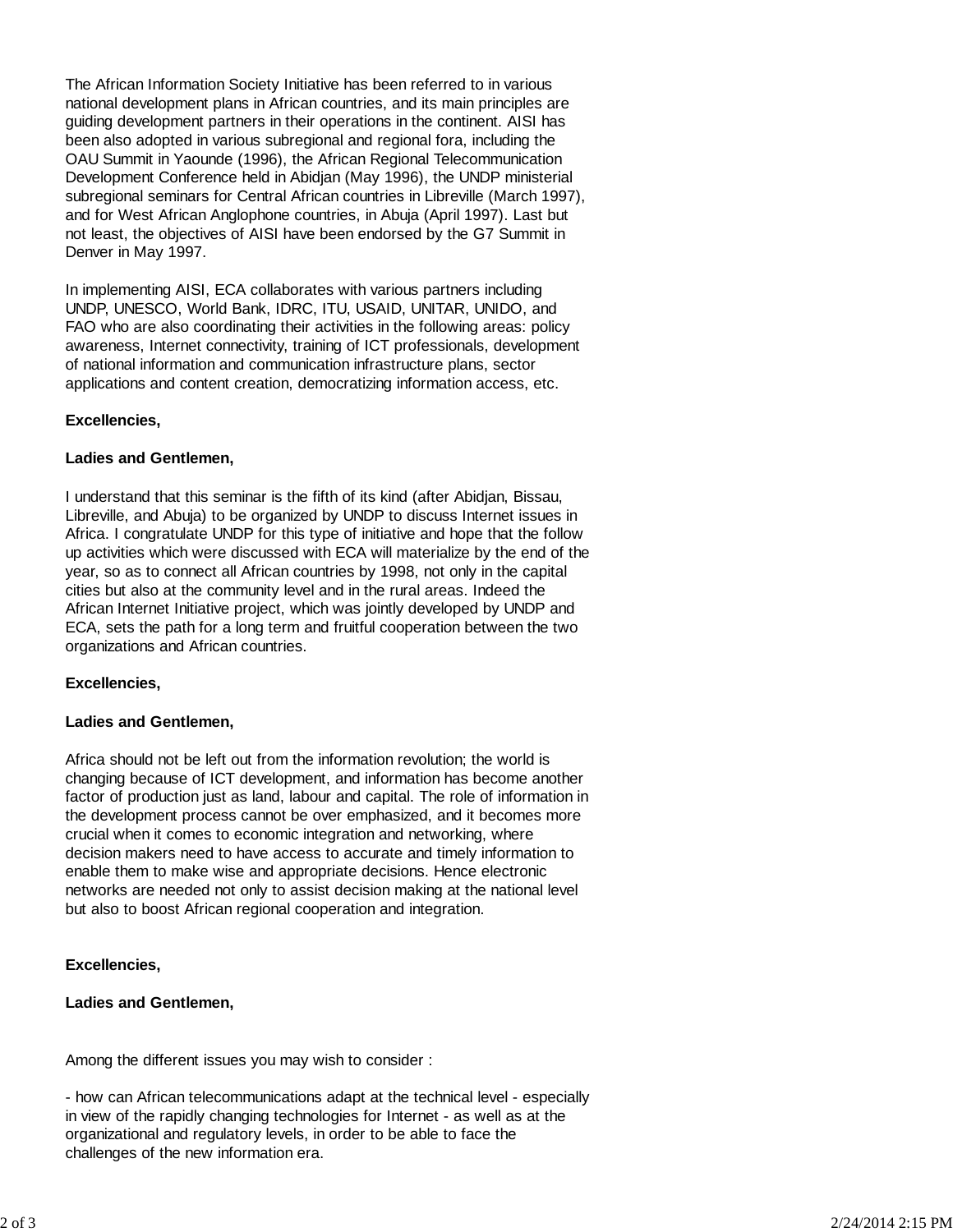The African Information Society Initiative has been referred to in various national development plans in African countries, and its main principles are guiding development partners in their operations in the continent. AISI has been also adopted in various subregional and regional fora, including the OAU Summit in Yaounde (1996), the African Regional Telecommunication Development Conference held in Abidjan (May 1996), the UNDP ministerial subregional seminars for Central African countries in Libreville (March 1997), and for West African Anglophone countries, in Abuja (April 1997). Last but not least, the objectives of AISI have been endorsed by the G7 Summit in Denver in May 1997.

In implementing AISI, ECA collaborates with various partners including UNDP, UNESCO, World Bank, IDRC, ITU, USAID, UNITAR, UNIDO, and FAO who are also coordinating their activities in the following areas: policy awareness, Internet connectivity, training of ICT professionals, development of national information and communication infrastructure plans, sector applications and content creation, democratizing information access, etc.

**Excellencies,**

**Ladies and Gentlemen,**

I understand that this seminar is the fifth of its kind (after Abidjan, Bissau, Libreville, and Abuja) to be organized by UNDP to discuss Internet issues in Africa. I congratulate UNDP for this type of initiative and hope that the follow up activities which were discussed with ECA will materialize by the end of the year, so as to connect all African countries by 1998, not only in the capital cities but also at the community level and in the rural areas. Indeed the African Internet Initiative project, which was jointly developed by UNDP and ECA, sets the path for a long term and fruitful cooperation between the two organizations and African countries.

**Excellencies,**

**Ladies and Gentlemen,**

Africa should not be left out from the information revolution; the world is changing because of ICT development, and information has become another factor of production just as land, labour and capital. The role of information in the development process cannot be over emphasized, and it becomes more crucial when it comes to economic integration and networking, where decision makers need to have access to accurate and timely information to enable them to make wise and appropriate decisions. Hence electronic networks are needed not only to assist decision making at the national level but also to boost African regional cooperation and integration.

**Excellencies,**

**Ladies and Gentlemen,**

Among the different issues you may wish to consider :

- how can African telecommunications adapt at the technical level - especially in view of the rapidly changing technologies for Internet - as well as at the organizational and regulatory levels, in order to be able to face the challenges of the new information era.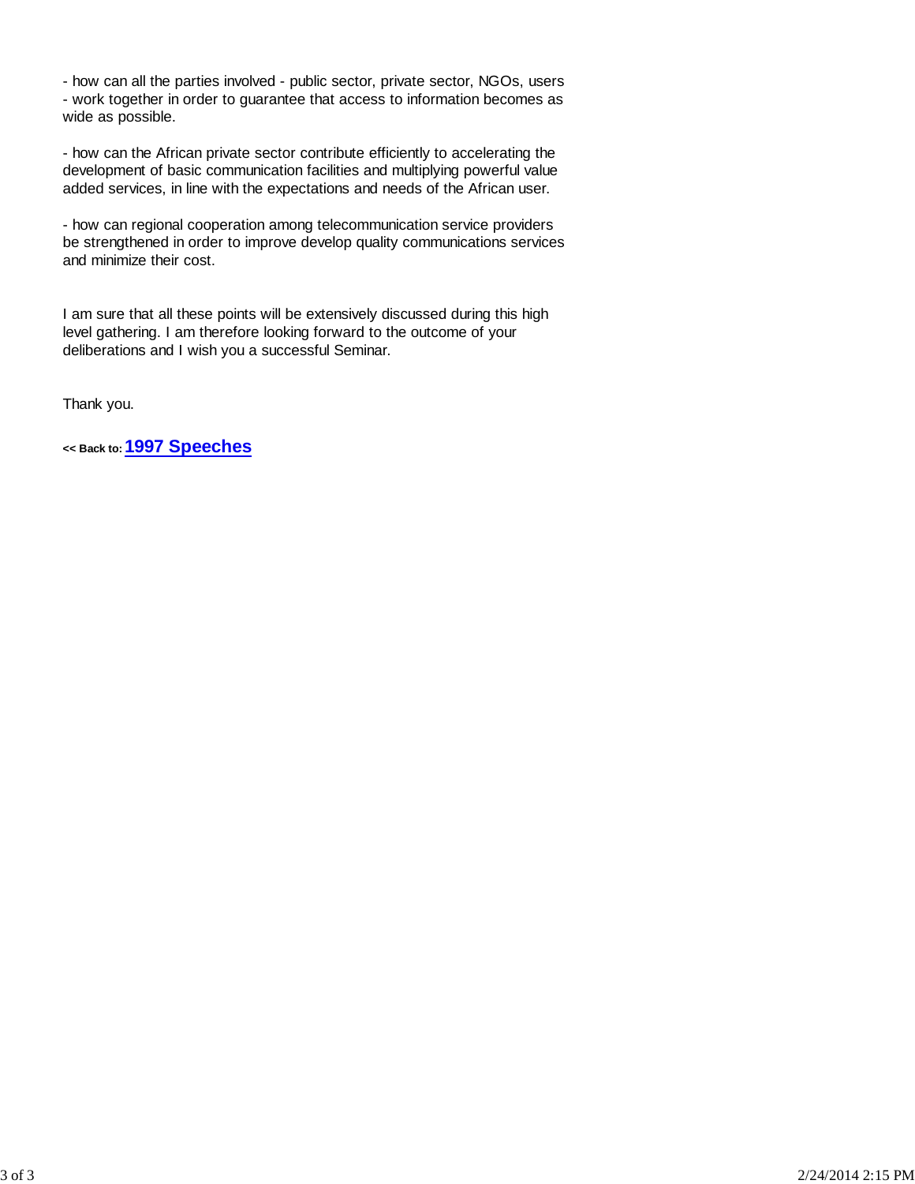- how can all the parties involved - public sector, private sector, NGOs, users - work together in order to guarantee that access to information becomes as wide as possible.

- how can the African private sector contribute efficiently to accelerating the development of basic communication facilities and multiplying powerful value added services, in line with the expectations and needs of the African user.

- how can regional cooperation among telecommunication service providers be strengthened in order to improve develop quality communications services and minimize their cost.

I am sure that all these points will be extensively discussed during this high level gathering. I am therefore looking forward to the outcome of your deliberations and I wish you a successful Seminar.

Thank you.

**<< Back to:** **1997 Speeches**